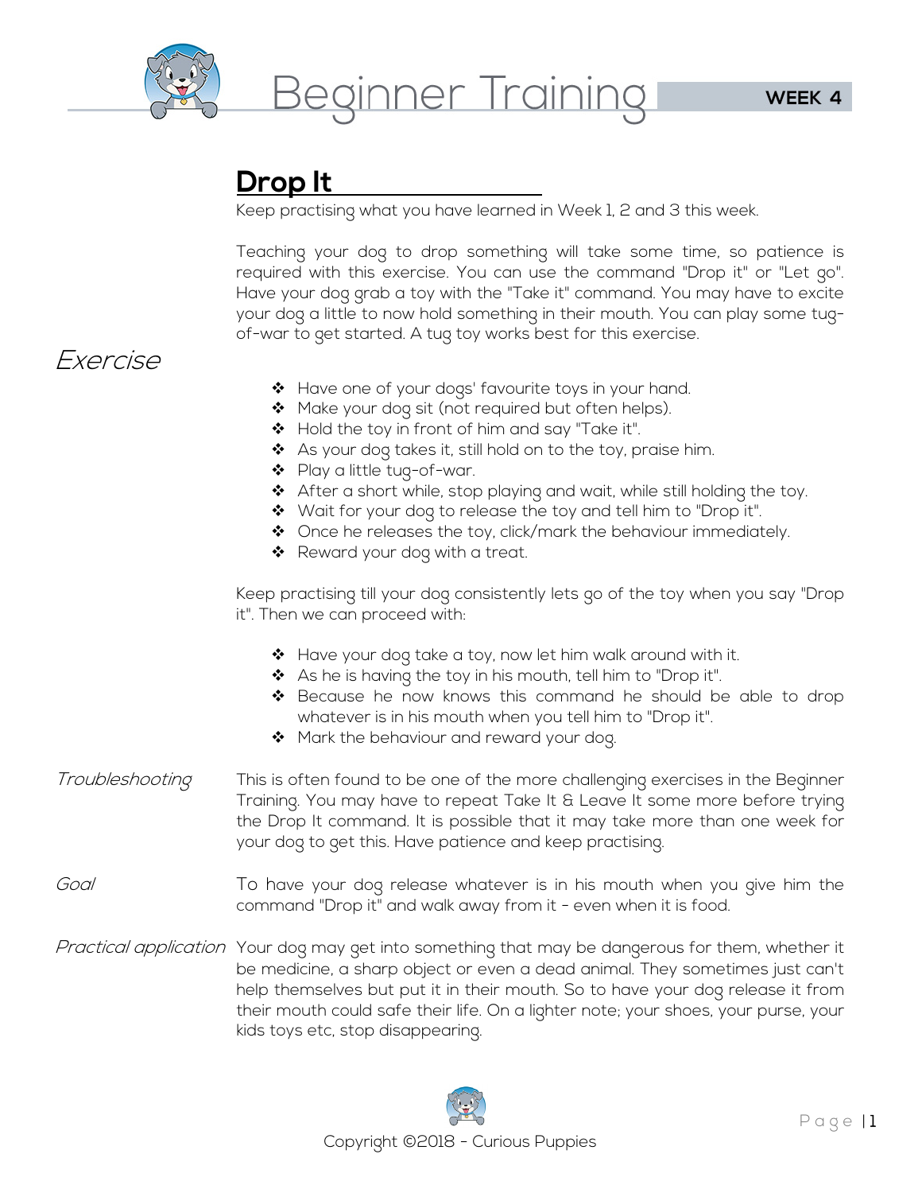# Beginner Training

**WEEK 4**

## Drop It

Keep practising what you have learned in Week 1, 2 and 3 this week.

Teaching your dog to drop something will take some time, so patience is required with this exercise. You can use the command "Drop it" or "Let go". Have your dog grab a toy with the "Take it" command. You may have to excite your dog a little to now hold something in their mouth. You can play some tug-of-war to get started. A tug toy works best for this exercise.

### *Exercise*

- Have one of your dogs' favourite toys in your hand.
- Make your dog sit (not required but often helps).
- Hold the toy in front of him and say "Take it".
- As your dog takes it, still hold on to the toy, praise him.
- Play a little tug-of-war.
- After a short while, stop playing and wait, while still holding the toy.
- Wait for your dog to release the toy and tell him to "Drop it".
- Once he releases the toy, click/mark the behaviour immediately.
- Reward your dog with a treat.

Keep practising till your dog consistently lets go of the toy when you say "Drop it". Then we can proceed with:

- Have your dog take a toy, now let him walk around with it.
- As he is having the toy in his mouth, tell him to "Drop it".
- Because he now knows this command he should be able to drop whatever is in his mouth when you tell him to "Drop it".
- Mark the behaviour and reward your dog.

*Troubleshooting*

This is often found to be one of the more challenging exercises in the Beginner Training. You may have to repeat Take It & Leave It some more before trying the Drop It command. It is possible that it may take more than one week for your dog to get this. Have patience and keep practising.

*Goal*

To have your dog release whatever is in his mouth when you give him the command "Drop it" and walk away from it - even when it is food.

*Practical application*

Your dog may get into something that may be dangerous for them, whether it be medicine, a sharp object or even a dead animal. They sometimes just can't help themselves but put it in their mouth. So to have your dog release it from their mouth could safe their life. On a lighter note; your shoes, your purse, your kids toys etc, stop disappearing.

Copyright ©2018 - Curious Puppies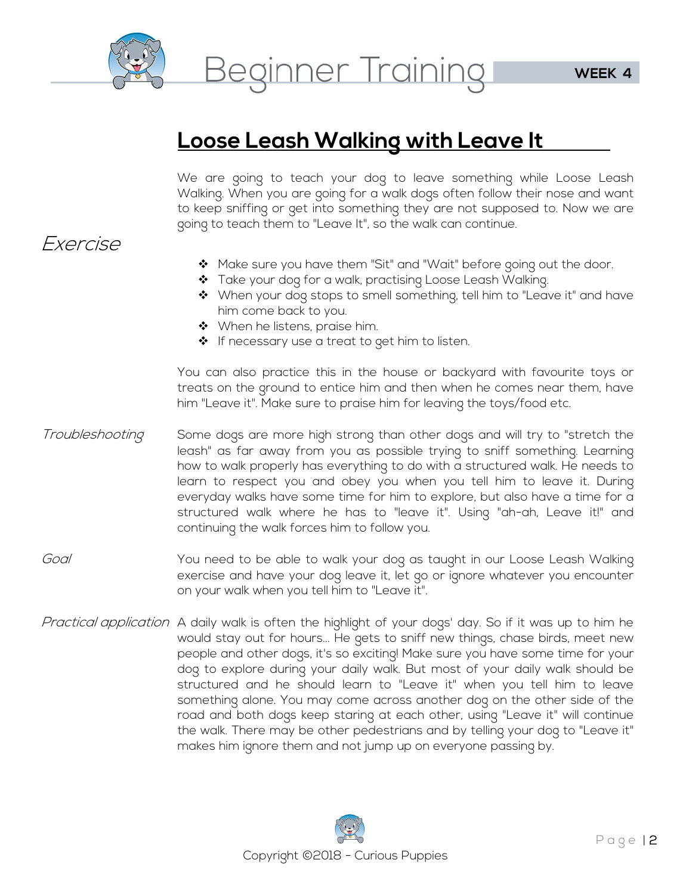## Loose Leash Walking with Leave It

We are going to teach your dog to leave something while Loose Leash Walking. When you are going for a walk dogs often follow their nose and want to keep sniffing or get into something they are not supposed to. Now we are going to teach them to "Leave It", so the walk can continue.

*Exercise*

- Make sure you have them "Sit" and "Wait" before going out the door.
- Take your dog for a walk, practising Loose Leash Walking.
- When your dog stops to smell something, tell him to "Leave it" and have him come back to you.
- When he listens, praise him.
- If necessary use a treat to get him to listen.

You can also practice this in the house or backyard with favourite toys or treats on the ground to entice him and then when he comes near them, have him "Leave it". Make sure to praise him for leaving the toys/food etc.

*Troubleshooting*

Some dogs are more high strong than other dogs and will try to "stretch the leash" as far away from you as possible trying to sniff something. Learning how to walk properly has everything to do with a structured walk. He needs to learn to respect you and obey you when you tell him to leave it. During everyday walks have some time for him to explore, but also have a time for a structured walk where he has to "leave it". Using "ah-ah, Leave it!" and continuing the walk forces him to follow you.

*Goal*

You need to be able to walk your dog as taught in our Loose Leash Walking exercise and have your dog leave it, let go or ignore whatever you encounter on your walk when you tell him to "Leave it".

*Practical application*

A daily walk is often the highlight of your dogs' day. So if it was up to him he would stay out for hours... He gets to sniff new things, chase birds, meet new people and other dogs, it's so exciting! Make sure you have some time for your dog to explore during your daily walk. But most of your daily walk should be structured and he should learn to "Leave it" when you tell him to leave something alone. You may come across another dog on the other side of the road and both dogs keep staring at each other, using "Leave it" will continue the walk. There may be other pedestrians and by telling your dog to "Leave it" makes him ignore them and not jump up on everyone passing by.

Copyright ©2018 - Curious Puppies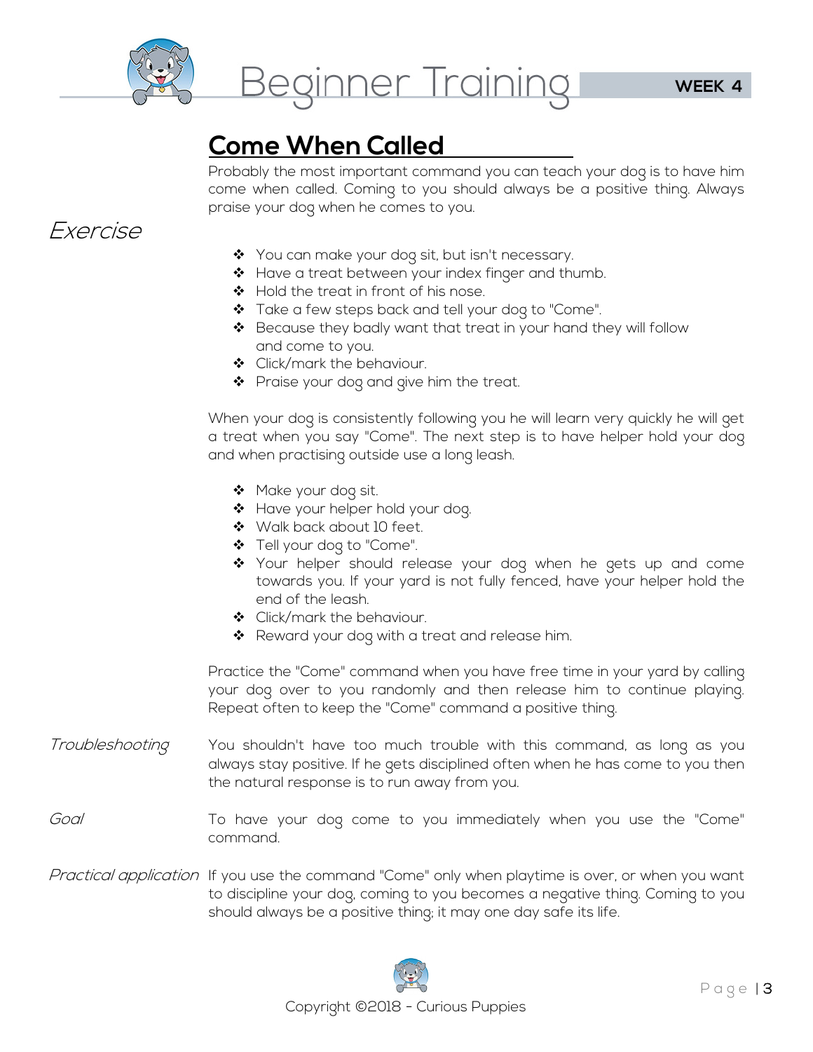# Beginner Training

**WEEK 4**

## Come When Called

Probably the most important command you can teach your dog is to have him come when called. Coming to you should always be a positive thing. Always praise your dog when he comes to you.

*Exercise*

- You can make your dog sit, but isn't necessary.
- Have a treat between your index finger and thumb.
- Hold the treat in front of his nose.
- Take a few steps back and tell your dog to "Come".
- Because they badly want that treat in your hand they will follow and come to you.
- Click/mark the behaviour.
- Praise your dog and give him the treat.

When your dog is consistently following you he will learn very quickly he will get a treat when you say "Come". The next step is to have helper hold your dog and when practising outside use a long leash.

- Make your dog sit.
- Have your helper hold your dog.
- Walk back about 10 feet.
- Tell your dog to "Come".
- Your helper should release your dog when he gets up and come towards you. If your yard is not fully fenced, have your helper hold the end of the leash.
- Click/mark the behaviour.
- Reward your dog with a treat and release him.

Practice the "Come" command when you have free time in your yard by calling your dog over to you randomly and then release him to continue playing. Repeat often to keep the "Come" command a positive thing.

*Troubleshooting* — You shouldn't have too much trouble with this command, as long as you always stay positive. If he gets disciplined often when he has come to you then the natural response is to run away from you.

*Goal* — To have your dog come to you immediately when you use the "Come" command.

*Practical application* — If you use the command "Come" only when playtime is over, or when you want to discipline your dog, coming to you becomes a negative thing. Coming to you should always be a positive thing; it may one day safe its life.

Copyright ©2018 - Curious Puppies